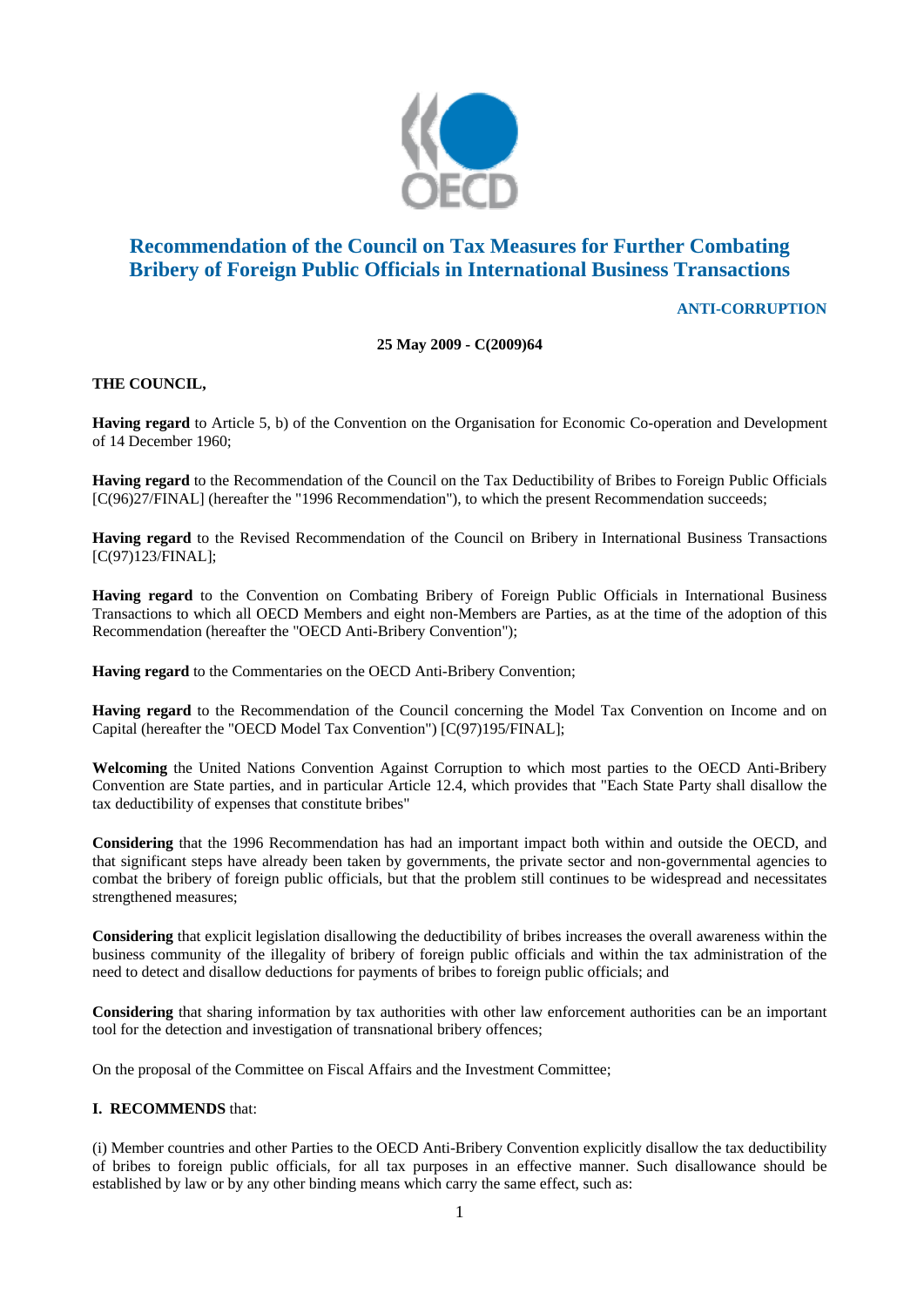# Recommendation of the Council on Tax Measures for Further Combating Bribery of Foreign Public Officials in International Business Transactions

**ANTI-CORRUPTION**

**25 May 2009 - C(2009)64**

**THE COUNCIL,**

**Having regard** to Article 5, b) of the Convention on the Organisation for Economic Co-operation and Development of 14 December 1960;

**Having regard** to the Recommendation of the Council on the Tax Deductibility of Bribes to Foreign Public Officials [C(96)27/FINAL] (hereafter the "1996 Recommendation"), to which the present Recommendation succeeds;

**Having regard** to the Revised Recommendation of the Council on Bribery in International Business Transactions [C(97)123/FINAL];

**Having regard** to the Convention on Combating Bribery of Foreign Public Officials in International Business Transactions to which all OECD Members and eight non-Members are Parties, as at the time of the adoption of this Recommendation (hereafter the "OECD Anti-Bribery Convention");

**Having regard** to the Commentaries on the OECD Anti-Bribery Convention;

**Having regard** to the Recommendation of the Council concerning the Model Tax Convention on Income and on Capital (hereafter the "OECD Model Tax Convention") [C(97)195/FINAL];

**Welcoming** the United Nations Convention Against Corruption to which most parties to the OECD Anti-Bribery Convention are State parties, and in particular Article 12.4, which provides that "Each State Party shall disallow the tax deductibility of expenses that constitute bribes"

**Considering** that the 1996 Recommendation has had an important impact both within and outside the OECD, and that significant steps have already been taken by governments, the private sector and non-governmental agencies to combat the bribery of foreign public officials, but that the problem still continues to be widespread and necessitates strengthened measures;

**Considering** that explicit legislation disallowing the deductibility of bribes increases the overall awareness within the business community of the illegality of bribery of foreign public officials and within the tax administration of the need to detect and disallow deductions for payments of bribes to foreign public officials; and

**Considering** that sharing information by tax authorities with other law enforcement authorities can be an important tool for the detection and investigation of transnational bribery offences;

On the proposal of the Committee on Fiscal Affairs and the Investment Committee;

**I. RECOMMENDS** that:

(i) Member countries and other Parties to the OECD Anti-Bribery Convention explicitly disallow the tax deductibility of bribes to foreign public officials, for all tax purposes in an effective manner. Such disallowance should be established by law or by any other binding means which carry the same effect, such as: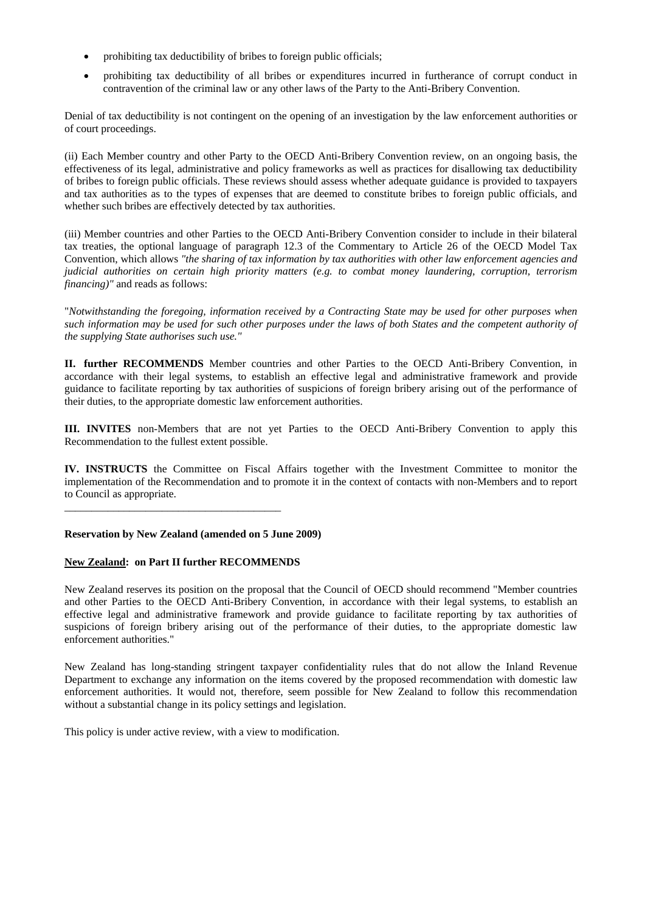- prohibiting tax deductibility of bribes to foreign public officials;
- prohibiting tax deductibility of all bribes or expenditures incurred in furtherance of corrupt conduct in contravention of the criminal law or any other laws of the Party to the Anti-Bribery Convention.

Denial of tax deductibility is not contingent on the opening of an investigation by the law enforcement authorities or of court proceedings.

(ii) Each Member country and other Party to the OECD Anti-Bribery Convention review, on an ongoing basis, the effectiveness of its legal, administrative and policy frameworks as well as practices for disallowing tax deductibility of bribes to foreign public officials. These reviews should assess whether adequate guidance is provided to taxpayers and tax authorities as to the types of expenses that are deemed to constitute bribes to foreign public officials, and whether such bribes are effectively detected by tax authorities.

(iii) Member countries and other Parties to the OECD Anti-Bribery Convention consider to include in their bilateral tax treaties, the optional language of paragraph 12.3 of the Commentary to Article 26 of the OECD Model Tax Convention, which allows *"the sharing of tax information by tax authorities with other law enforcement agencies and judicial authorities on certain high priority matters (e.g. to combat money laundering, corruption, terrorism financing)"* and reads as follows:

"*Notwithstanding the foregoing, information received by a Contracting State may be used for other purposes when such information may be used for such other purposes under the laws of both States and the competent authority of the supplying State authorises such use."*

**II. further RECOMMENDS** Member countries and other Parties to the OECD Anti-Bribery Convention, in accordance with their legal systems, to establish an effective legal and administrative framework and provide guidance to facilitate reporting by tax authorities of suspicions of foreign bribery arising out of the performance of their duties, to the appropriate domestic law enforcement authorities.

**III. INVITES** non-Members that are not yet Parties to the OECD Anti-Bribery Convention to apply this Recommendation to the fullest extent possible.

**IV. INSTRUCTS** the Committee on Fiscal Affairs together with the Investment Committee to monitor the implementation of the Recommendation and to promote it in the context of contacts with non-Members and to report to Council as appropriate.

---

**Reservation by New Zealand (amended on 5 June 2009)**

**New Zealand: on Part II further RECOMMENDS**

New Zealand reserves its position on the proposal that the Council of OECD should recommend "Member countries and other Parties to the OECD Anti-Bribery Convention, in accordance with their legal systems, to establish an effective legal and administrative framework and provide guidance to facilitate reporting by tax authorities of suspicions of foreign bribery arising out of the performance of their duties, to the appropriate domestic law enforcement authorities."

New Zealand has long-standing stringent taxpayer confidentiality rules that do not allow the Inland Revenue Department to exchange any information on the items covered by the proposed recommendation with domestic law enforcement authorities. It would not, therefore, seem possible for New Zealand to follow this recommendation without a substantial change in its policy settings and legislation.

This policy is under active review, with a view to modification.